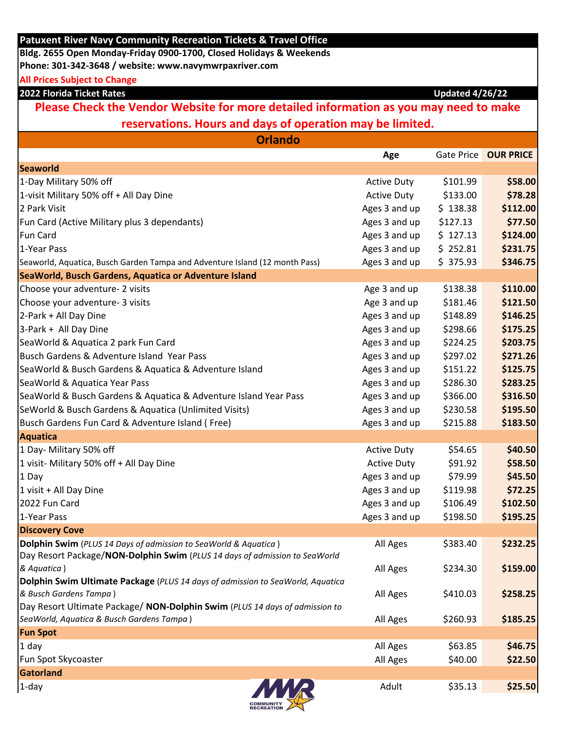**Patuxent River Navy Community Recreation Tickets & Travel Office**

**Bldg. 2655 Open Monday-Friday 0900-1700, Closed Holidays & Weekends**

**Phone: 301-342-3648 / website: www.navymwrpaxriver.com**

**All Prices Subject to Change**

**2022 Florida Ticket Rates** — **Updated 4/26/22**

**Please Check the Vendor Website for more detailed information as you may need to make reservations. Hours and days of operation may be limited.**

## Orlando

| | Age | Gate Price | OUR PRICE |
|---|---|---|---|
| **Seaworld** | | | |
| 1-Day Military 50% off | Active Duty | $101.99 | **$58.00** |
| 1-visit Military 50% off + All Day Dine | Active Duty | $133.00 | **$78.28** |
| 2 Park Visit | Ages 3 and up | $ 138.38 | **$112.00** |
| Fun Card (Active Military plus 3 dependants) | Ages 3 and up | $127.13 | **$77.50** |
| Fun Card | Ages 3 and up | $ 127.13 | **$124.00** |
| 1-Year Pass | Ages 3 and up | $ 252.81 | **$231.75** |
| Seaworld, Aquatica, Busch Garden Tampa and Adventure Island (12 month Pass) | Ages 3 and up | $ 375.93 | **$346.75** |
| **SeaWorld, Busch Gardens, Aquatica or Adventure Island** | | | |
| Choose your adventure- 2 visits | Age 3 and up | $138.38 | **$110.00** |
| Choose your adventure- 3 visits | Age 3 and up | $181.46 | **$121.50** |
| 2-Park + All Day Dine | Ages 3 and up | $148.89 | **$146.25** |
| 3-Park + All Day Dine | Ages 3 and up | $298.66 | **$175.25** |
| SeaWorld & Aquatica 2 park Fun Card | Ages 3 and up | $224.25 | **$203.75** |
| Busch Gardens & Adventure Island Year Pass | Ages 3 and up | $297.02 | **$271.26** |
| SeaWorld & Busch Gardens & Aquatica & Adventure Island | Ages 3 and up | $151.22 | **$125.75** |
| SeaWorld & Aquatica Year Pass | Ages 3 and up | $286.30 | **$283.25** |
| SeaWorld & Busch Gardens & Aquatica & Adventure Island Year Pass | Ages 3 and up | $366.00 | **$316.50** |
| SeWorld & Busch Gardens & Aquatica (Unlimited Visits) | Ages 3 and up | $230.58 | **$195.50** |
| Busch Gardens Fun Card & Adventure Island ( Free) | Ages 3 and up | $215.88 | **$183.50** |
| **Aquatica** | | | |
| 1 Day- Military 50% off | Active Duty | $54.65 | **$40.50** |
| 1 visit- Military 50% off + All Day Dine | Active Duty | $91.92 | **$58.50** |
| 1 Day | Ages 3 and up | $79.99 | **$45.50** |
| 1 visit + All Day Dine | Ages 3 and up | $119.98 | **$72.25** |
| 2022 Fun Card | Ages 3 and up | $106.49 | **$102.50** |
| 1-Year Pass | Ages 3 and up | $198.50 | **$195.25** |
| **Discovery Cove** | | | |
| **Dolphin Swim** (*PLUS 14 Days of admission to SeaWorld & Aquatica*) | All Ages | $383.40 | **$232.25** |
| Day Resort Package/**NON-Dolphin Swim** (*PLUS 14 days of admission to SeaWorld & Aquatica*) | All Ages | $234.30 | **$159.00** |
| **Dolphin Swim Ultimate Package** (*PLUS 14 days of admission to SeaWorld, Aquatica & Busch Gardens Tampa*) | All Ages | $410.03 | **$258.25** |
| Day Resort Ultimate Package/ **NON-Dolphin Swim** (*PLUS 14 days of admission to SeaWorld, Aquatica & Busch Gardens Tampa*) | All Ages | $260.93 | **$185.25** |
| **Fun Spot** | | | |
| 1 day | All Ages | $63.85 | **$46.75** |
| Fun Spot Skycoaster | All Ages | $40.00 | **$22.50** |
| **Gatorland** | | | |
| 1-day | Adult | $35.13 | **$25.50** |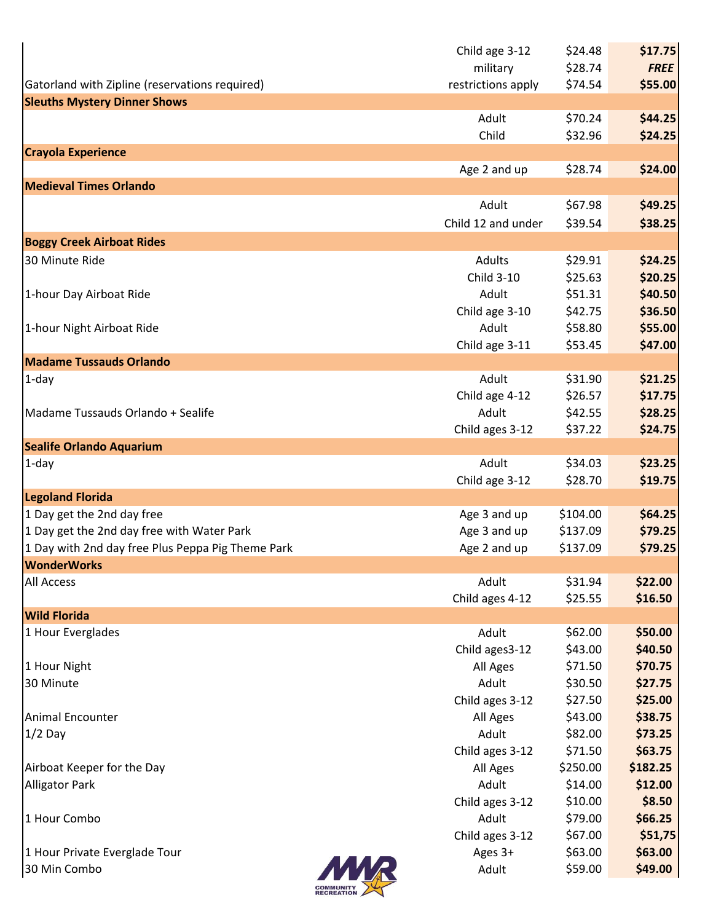| | | | |
|---|---|---|---|
| | Child age 3-12 | $24.48 | **$17.75** |
| | military | $28.74 | ***FREE*** |
| Gatorland with Zipline (reservations required) | restrictions apply | $74.54 | **$55.00** |
| **Sleuths Mystery Dinner Shows** | | | |
| | Adult | $70.24 | **$44.25** |
| | Child | $32.96 | **$24.25** |
| **Crayola Experience** | | | |
| | Age 2 and up | $28.74 | **$24.00** |
| **Medieval Times Orlando** | | | |
| | Adult | $67.98 | **$49.25** |
| | Child 12 and under | $39.54 | **$38.25** |
| **Boggy Creek Airboat Rides** | | | |
| 30 Minute Ride | Adults | $29.91 | **$24.25** |
| | Child 3-10 | $25.63 | **$20.25** |
| 1-hour Day Airboat Ride | Adult | $51.31 | **$40.50** |
| | Child age 3-10 | $42.75 | **$36.50** |
| 1-hour Night Airboat Ride | Adult | $58.80 | **$55.00** |
| | Child age 3-11 | $53.45 | **$47.00** |
| **Madame Tussauds Orlando** | | | |
| 1-day | Adult | $31.90 | **$21.25** |
| | Child age 4-12 | $26.57 | **$17.75** |
| Madame Tussauds Orlando + Sealife | Adult | $42.55 | **$28.25** |
| | Child ages 3-12 | $37.22 | **$24.75** |
| **Sealife Orlando Aquarium** | | | |
| 1-day | Adult | $34.03 | **$23.25** |
| | Child age 3-12 | $28.70 | **$19.75** |
| **Legoland Florida** | | | |
| 1 Day get the 2nd day free | Age 3 and up | $104.00 | **$64.25** |
| 1 Day get the 2nd day free with Water Park | Age 3 and up | $137.09 | **$79.25** |
| 1 Day with 2nd day free Plus Peppa Pig Theme Park | Age 2 and up | $137.09 | **$79.25** |
| **WonderWorks** | | | |
| All Access | Adult | $31.94 | **$22.00** |
| | Child ages 4-12 | $25.55 | **$16.50** |
| **Wild Florida** | | | |
| 1 Hour Everglades | Adult | $62.00 | **$50.00** |
| | Child ages3-12 | $43.00 | **$40.50** |
| 1 Hour Night | All Ages | $71.50 | **$70.75** |
| 30 Minute | Adult | $30.50 | **$27.75** |
| | Child ages 3-12 | $27.50 | **$25.00** |
| Animal Encounter | All Ages | $43.00 | **$38.75** |
| 1/2 Day | Adult | $82.00 | **$73.25** |
| | Child ages 3-12 | $71.50 | **$63.75** |
| Airboat Keeper for the Day | All Ages | $250.00 | **$182.25** |
| Alligator Park | Adult | $14.00 | **$12.00** |
| | Child ages 3-12 | $10.00 | **$8.50** |
| 1 Hour Combo | Adult | $79.00 | **$66.25** |
| | Child ages 3-12 | $67.00 | **$51,75** |
| 1 Hour Private Everglade Tour | Ages 3+ | $63.00 | **$63.00** |
| 30 Min Combo | Adult | $59.00 | **$49.00** |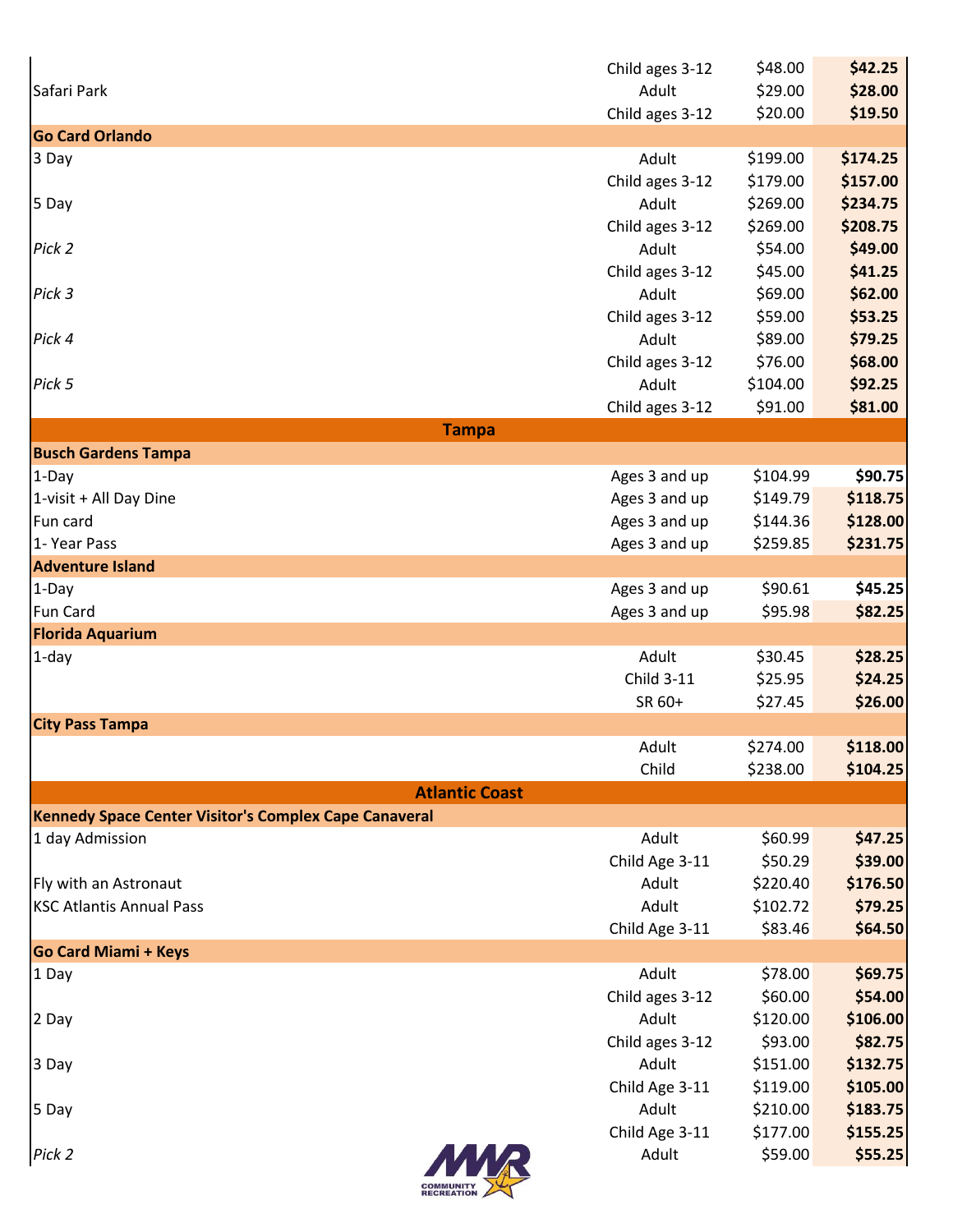| | | | |
|---|---|---|---|
| | Child ages 3-12 | $48.00 | **$42.25** |
| Safari Park | Adult | $29.00 | **$28.00** |
| | Child ages 3-12 | $20.00 | **$19.50** |
| **Go Card Orlando** | | | |
| 3 Day | Adult | $199.00 | **$174.25** |
| | Child ages 3-12 | $179.00 | **$157.00** |
| 5 Day | Adult | $269.00 | **$234.75** |
| | Child ages 3-12 | $269.00 | **$208.75** |
| *Pick 2* | Adult | $54.00 | **$49.00** |
| | Child ages 3-12 | $45.00 | **$41.25** |
| *Pick 3* | Adult | $69.00 | **$62.00** |
| | Child ages 3-12 | $59.00 | **$53.25** |
| *Pick 4* | Adult | $89.00 | **$79.25** |
| | Child ages 3-12 | $76.00 | **$68.00** |
| *Pick 5* | Adult | $104.00 | **$92.25** |
| | Child ages 3-12 | $91.00 | **$81.00** |
| **Tampa** | | | |
| **Busch Gardens Tampa** | | | |
| 1-Day | Ages 3 and up | $104.99 | **$90.75** |
| 1-visit + All Day Dine | Ages 3 and up | $149.79 | **$118.75** |
| Fun card | Ages 3 and up | $144.36 | **$128.00** |
| 1- Year Pass | Ages 3 and up | $259.85 | **$231.75** |
| **Adventure Island** | | | |
| 1-Day | Ages 3 and up | $90.61 | **$45.25** |
| Fun Card | Ages 3 and up | $95.98 | **$82.25** |
| **Florida Aquarium** | | | |
| 1-day | Adult | $30.45 | **$28.25** |
| | Child 3-11 | $25.95 | **$24.25** |
| | SR 60+ | $27.45 | **$26.00** |
| **City Pass Tampa** | | | |
| | Adult | $274.00 | **$118.00** |
| | Child | $238.00 | **$104.25** |
| **Atlantic Coast** | | | |
| **Kennedy Space Center Visitor's Complex Cape Canaveral** | | | |
| 1 day Admission | Adult | $60.99 | **$47.25** |
| | Child Age 3-11 | $50.29 | **$39.00** |
| Fly with an Astronaut | Adult | $220.40 | **$176.50** |
| KSC Atlantis Annual Pass | Adult | $102.72 | **$79.25** |
| | Child Age 3-11 | $83.46 | **$64.50** |
| **Go Card Miami + Keys** | | | |
| 1 Day | Adult | $78.00 | **$69.75** |
| | Child ages 3-12 | $60.00 | **$54.00** |
| 2 Day | Adult | $120.00 | **$106.00** |
| | Child ages 3-12 | $93.00 | **$82.75** |
| 3 Day | Adult | $151.00 | **$132.75** |
| | Child Age 3-11 | $119.00 | **$105.00** |
| 5 Day | Adult | $210.00 | **$183.75** |
| | Child Age 3-11 | $177.00 | **$155.25** |
| *Pick 2* | Adult | $59.00 | **$55.25** |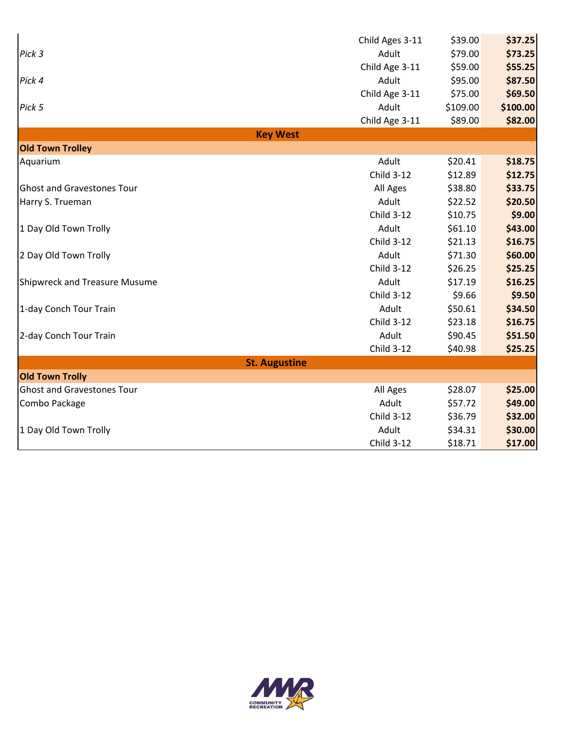| | | | |
|---|---|---|---|
| | Child Ages 3-11 | $39.00 | **$37.25** |
| *Pick 3* | Adult | $79.00 | **$73.25** |
| | Child Age 3-11 | $59.00 | **$55.25** |
| *Pick 4* | Adult | $95.00 | **$87.50** |
| | Child Age 3-11 | $75.00 | **$69.50** |
| *Pick 5* | Adult | $109.00 | **$100.00** |
| | Child Age 3-11 | $89.00 | **$82.00** |
| **Key West** | | | |
| **Old Town Trolley** | | | |
| Aquarium | Adult | $20.41 | **$18.75** |
| | Child 3-12 | $12.89 | **$12.75** |
| Ghost and Gravestones Tour | All Ages | $38.80 | **$33.75** |
| Harry S. Trueman | Adult | $22.52 | **$20.50** |
| | Child 3-12 | $10.75 | **$9.00** |
| 1 Day Old Town Trolly | Adult | $61.10 | **$43.00** |
| | Child 3-12 | $21.13 | **$16.75** |
| 2 Day Old Town Trolly | Adult | $71.30 | **$60.00** |
| | Child 3-12 | $26.25 | **$25.25** |
| Shipwreck and Treasure Musume | Adult | $17.19 | **$16.25** |
| | Child 3-12 | $9.66 | **$9.50** |
| 1-day Conch Tour Train | Adult | $50.61 | **$34.50** |
| | Child 3-12 | $23.18 | **$16.75** |
| 2-day Conch Tour Train | Adult | $90.45 | **$51.50** |
| | Child 3-12 | $40.98 | **$25.25** |
| **St. Augustine** | | | |
| **Old Town Trolly** | | | |
| Ghost and Gravestones Tour | All Ages | $28.07 | **$25.00** |
| Combo Package | Adult | $57.72 | **$49.00** |
| | Child 3-12 | $36.79 | **$32.00** |
| 1 Day Old Town Trolly | Adult | $34.31 | **$30.00** |
| | Child 3-12 | $18.71 | **$17.00** |